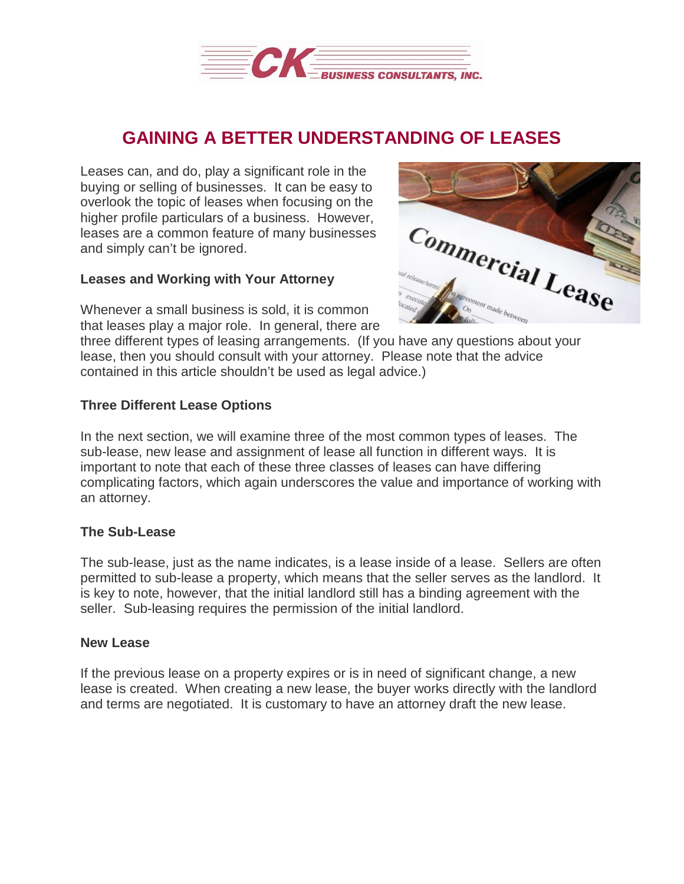# GAINING A BETTER UNDERSTANDING OF LEASES

Leases can, and do, play a significant role in the buying or selling of businesses. It can be easy to overlook the topic of leases when focusing on the higher profile particulars of a business. However, leases are a common feature of many businesses and simply can't be ignored.

**Leases and Working with Your Attorney**

Whenever a small business is sold, it is common that leases play a major role. In general, there are three different types of leasing arrangements. (If you have any questions about your lease, then you should consult with your attorney. Please note that the advice contained in this article shouldn't be used as legal advice.)

**Three Different Lease Options**

In the next section, we will examine three of the most common types of leases. The sub-lease, new lease and assignment of lease all function in different ways. It is important to note that each of these three classes of leases can have differing complicating factors, which again underscores the value and importance of working with an attorney.

**The Sub-Lease**

The sub-lease, just as the name indicates, is a lease inside of a lease. Sellers are often permitted to sub-lease a property, which means that the seller serves as the landlord. It is key to note, however, that the initial landlord still has a binding agreement with the seller. Sub-leasing requires the permission of the initial landlord.

**New Lease**

If the previous lease on a property expires or is in need of significant change, a new lease is created. When creating a new lease, the buyer works directly with the landlord and terms are negotiated. It is customary to have an attorney draft the new lease.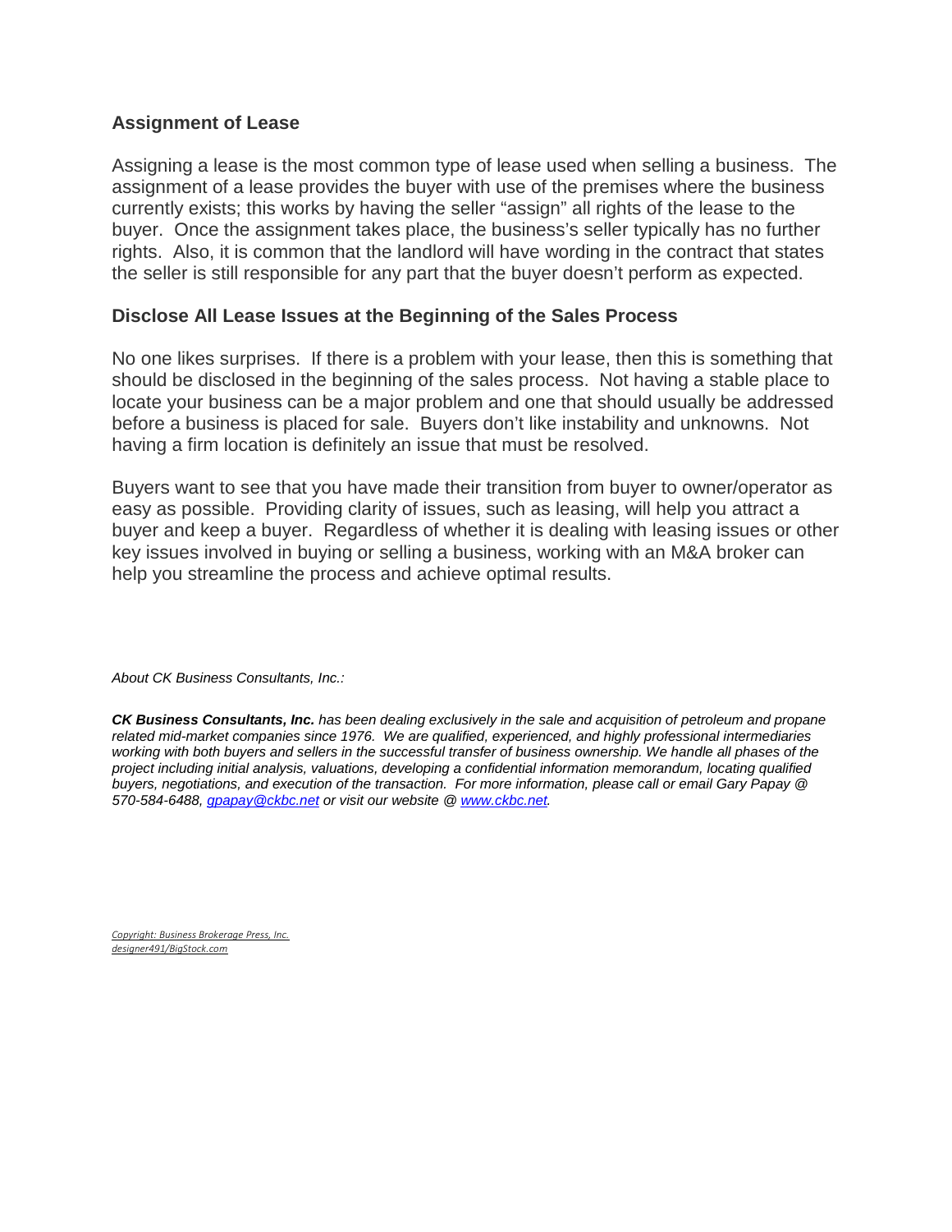## Assignment of Lease

Assigning a lease is the most common type of lease used when selling a business. The assignment of a lease provides the buyer with use of the premises where the business currently exists; this works by having the seller "assign" all rights of the lease to the buyer. Once the assignment takes place, the business's seller typically has no further rights. Also, it is common that the landlord will have wording in the contract that states the seller is still responsible for any part that the buyer doesn't perform as expected.

## Disclose All Lease Issues at the Beginning of the Sales Process

No one likes surprises. If there is a problem with your lease, then this is something that should be disclosed in the beginning of the sales process. Not having a stable place to locate your business can be a major problem and one that should usually be addressed before a business is placed for sale. Buyers don't like instability and unknowns. Not having a firm location is definitely an issue that must be resolved.

Buyers want to see that you have made their transition from buyer to owner/operator as easy as possible. Providing clarity of issues, such as leasing, will help you attract a buyer and keep a buyer. Regardless of whether it is dealing with leasing issues or other key issues involved in buying or selling a business, working with an M&A broker can help you streamline the process and achieve optimal results.

*About CK Business Consultants, Inc.:*

***CK Business Consultants, Inc.*** *has been dealing exclusively in the sale and acquisition of petroleum and propane related mid-market companies since 1976. We are qualified, experienced, and highly professional intermediaries working with both buyers and sellers in the successful transfer of business ownership. We handle all phases of the project including initial analysis, valuations, developing a confidential information memorandum, locating qualified buyers, negotiations, and execution of the transaction. For more information, please call or email Gary Papay @ 570-584-6488, gpapay@ckbc.net or visit our website @ www.ckbc.net.*

*Copyright: Business Brokerage Press, Inc.*
*designer491/BigStock.com*